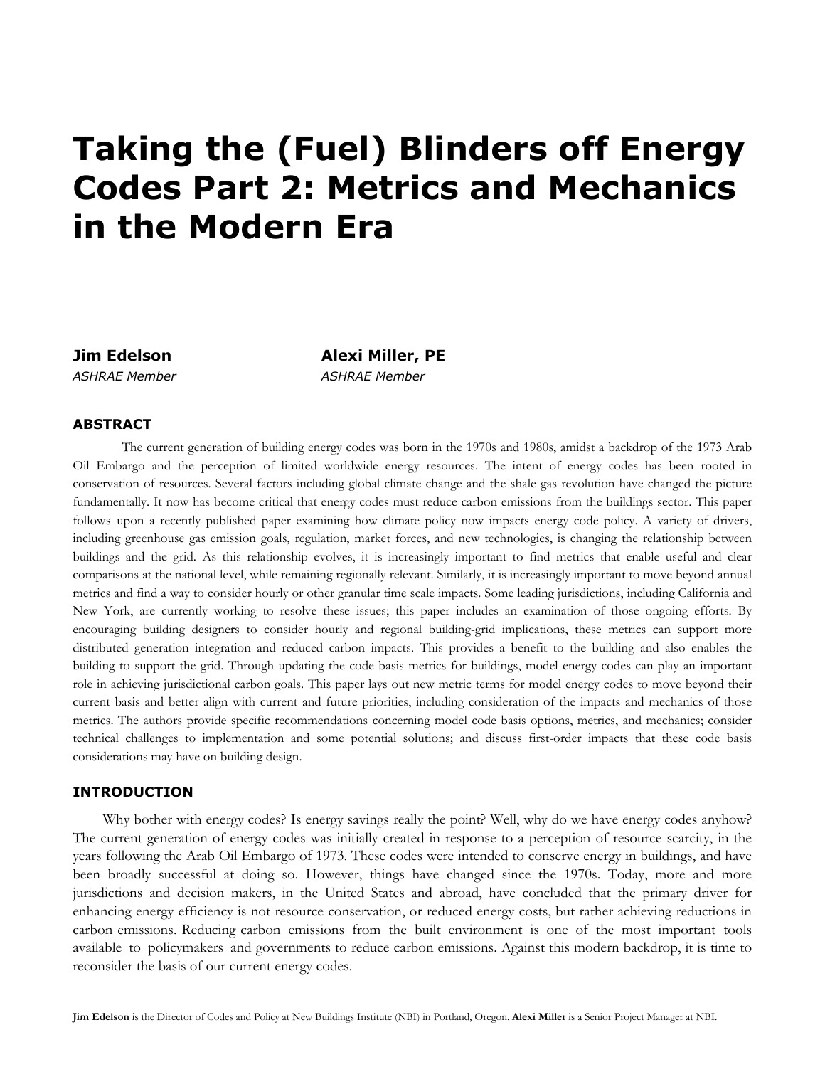# Taking the (Fuel) Blinders off Energy Codes Part 2: Metrics and Mechanics in the Modern Era

**Jim Edelson**
*ASHRAE Member*

**Alexi Miller, PE**
*ASHRAE Member*

## ABSTRACT

The current generation of building energy codes was born in the 1970s and 1980s, amidst a backdrop of the 1973 Arab Oil Embargo and the perception of limited worldwide energy resources. The intent of energy codes has been rooted in conservation of resources. Several factors including global climate change and the shale gas revolution have changed the picture fundamentally. It now has become critical that energy codes must reduce carbon emissions from the buildings sector. This paper follows upon a recently published paper examining how climate policy now impacts energy code policy. A variety of drivers, including greenhouse gas emission goals, regulation, market forces, and new technologies, is changing the relationship between buildings and the grid. As this relationship evolves, it is increasingly important to find metrics that enable useful and clear comparisons at the national level, while remaining regionally relevant. Similarly, it is increasingly important to move beyond annual metrics and find a way to consider hourly or other granular time scale impacts. Some leading jurisdictions, including California and New York, are currently working to resolve these issues; this paper includes an examination of those ongoing efforts. By encouraging building designers to consider hourly and regional building-grid implications, these metrics can support more distributed generation integration and reduced carbon impacts. This provides a benefit to the building and also enables the building to support the grid. Through updating the code basis metrics for buildings, model energy codes can play an important role in achieving jurisdictional carbon goals. This paper lays out new metric terms for model energy codes to move beyond their current basis and better align with current and future priorities, including consideration of the impacts and mechanics of those metrics. The authors provide specific recommendations concerning model code basis options, metrics, and mechanics; consider technical challenges to implementation and some potential solutions; and discuss first-order impacts that these code basis considerations may have on building design.

## INTRODUCTION

Why bother with energy codes? Is energy savings really the point? Well, why do we have energy codes anyhow? The current generation of energy codes was initially created in response to a perception of resource scarcity, in the years following the Arab Oil Embargo of 1973. These codes were intended to conserve energy in buildings, and have been broadly successful at doing so. However, things have changed since the 1970s. Today, more and more jurisdictions and decision makers, in the United States and abroad, have concluded that the primary driver for enhancing energy efficiency is not resource conservation, or reduced energy costs, but rather achieving reductions in carbon emissions. Reducing carbon emissions from the built environment is one of the most important tools available to policymakers and governments to reduce carbon emissions. Against this modern backdrop, it is time to reconsider the basis of our current energy codes.

**Jim Edelson** is the Director of Codes and Policy at New Buildings Institute (NBI) in Portland, Oregon. **Alexi Miller** is a Senior Project Manager at NBI.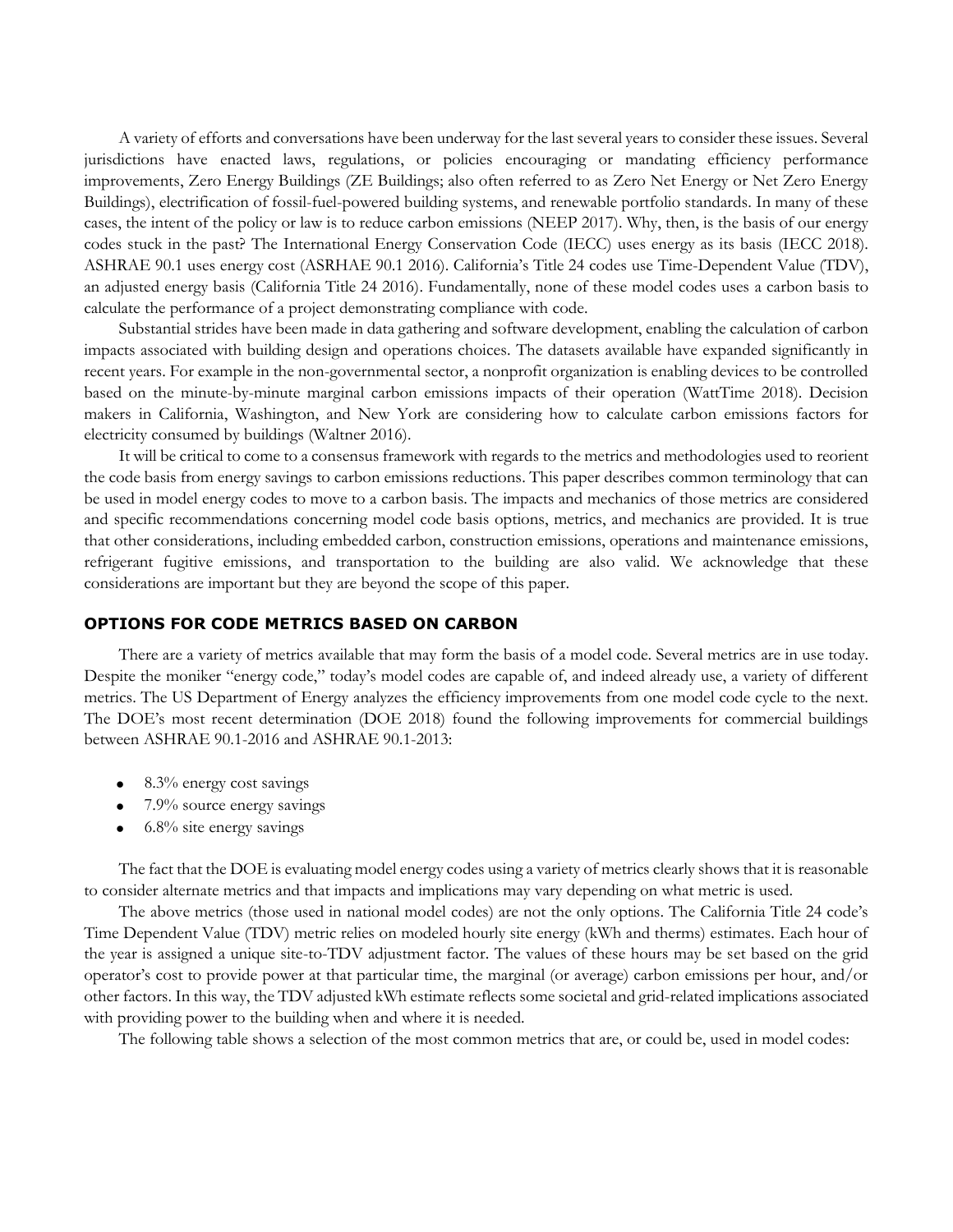A variety of efforts and conversations have been underway for the last several years to consider these issues. Several jurisdictions have enacted laws, regulations, or policies encouraging or mandating efficiency performance improvements, Zero Energy Buildings (ZE Buildings; also often referred to as Zero Net Energy or Net Zero Energy Buildings), electrification of fossil-fuel-powered building systems, and renewable portfolio standards. In many of these cases, the intent of the policy or law is to reduce carbon emissions (NEEP 2017). Why, then, is the basis of our energy codes stuck in the past? The International Energy Conservation Code (IECC) uses energy as its basis (IECC 2018). ASHRAE 90.1 uses energy cost (ASRHAE 90.1 2016). California's Title 24 codes use Time-Dependent Value (TDV), an adjusted energy basis (California Title 24 2016). Fundamentally, none of these model codes uses a carbon basis to calculate the performance of a project demonstrating compliance with code.

Substantial strides have been made in data gathering and software development, enabling the calculation of carbon impacts associated with building design and operations choices. The datasets available have expanded significantly in recent years. For example in the non-governmental sector, a nonprofit organization is enabling devices to be controlled based on the minute-by-minute marginal carbon emissions impacts of their operation (WattTime 2018). Decision makers in California, Washington, and New York are considering how to calculate carbon emissions factors for electricity consumed by buildings (Waltner 2016).

It will be critical to come to a consensus framework with regards to the metrics and methodologies used to reorient the code basis from energy savings to carbon emissions reductions. This paper describes common terminology that can be used in model energy codes to move to a carbon basis. The impacts and mechanics of those metrics are considered and specific recommendations concerning model code basis options, metrics, and mechanics are provided. It is true that other considerations, including embedded carbon, construction emissions, operations and maintenance emissions, refrigerant fugitive emissions, and transportation to the building are also valid. We acknowledge that these considerations are important but they are beyond the scope of this paper.

## OPTIONS FOR CODE METRICS BASED ON CARBON

There are a variety of metrics available that may form the basis of a model code. Several metrics are in use today. Despite the moniker "energy code," today's model codes are capable of, and indeed already use, a variety of different metrics. The US Department of Energy analyzes the efficiency improvements from one model code cycle to the next. The DOE's most recent determination (DOE 2018) found the following improvements for commercial buildings between ASHRAE 90.1-2016 and ASHRAE 90.1-2013:

- 8.3% energy cost savings
- 7.9% source energy savings
- 6.8% site energy savings

The fact that the DOE is evaluating model energy codes using a variety of metrics clearly shows that it is reasonable to consider alternate metrics and that impacts and implications may vary depending on what metric is used.

The above metrics (those used in national model codes) are not the only options. The California Title 24 code's Time Dependent Value (TDV) metric relies on modeled hourly site energy (kWh and therms) estimates. Each hour of the year is assigned a unique site-to-TDV adjustment factor. The values of these hours may be set based on the grid operator's cost to provide power at that particular time, the marginal (or average) carbon emissions per hour, and/or other factors. In this way, the TDV adjusted kWh estimate reflects some societal and grid-related implications associated with providing power to the building when and where it is needed.

The following table shows a selection of the most common metrics that are, or could be, used in model codes: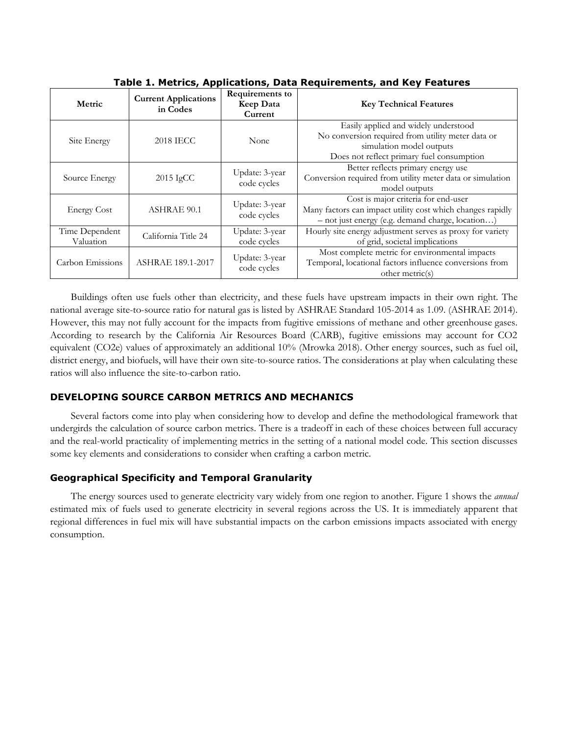**Table 1. Metrics, Applications, Data Requirements, and Key Features**

| Metric | Current Applications in Codes | Requirements to Keep Data Current | Key Technical Features |
|---|---|---|---|
| Site Energy | 2018 IECC | None | Easily applied and widely understood<br>No conversion required from utility meter data or simulation model outputs<br>Does not reflect primary fuel consumption |
| Source Energy | 2015 IgCC | Update: 3-year code cycles | Better reflects primary energy use<br>Conversion required from utility meter data or simulation model outputs |
| Energy Cost | ASHRAE 90.1 | Update: 3-year code cycles | Cost is major criteria for end-user<br>Many factors can impact utility cost which changes rapidly – not just energy (e.g. demand charge, location…) |
| Time Dependent Valuation | California Title 24 | Update: 3-year code cycles | Hourly site energy adjustment serves as proxy for variety of grid, societal implications |
| Carbon Emissions | ASHRAE 189.1-2017 | Update: 3-year code cycles | Most complete metric for environmental impacts<br>Temporal, locational factors influence conversions from other metric(s) |

Buildings often use fuels other than electricity, and these fuels have upstream impacts in their own right. The national average site-to-source ratio for natural gas is listed by ASHRAE Standard 105-2014 as 1.09. (ASHRAE 2014). However, this may not fully account for the impacts from fugitive emissions of methane and other greenhouse gases. According to research by the California Air Resources Board (CARB), fugitive emissions may account for CO2 equivalent (CO2e) values of approximately an additional 10% (Mrowka 2018). Other energy sources, such as fuel oil, district energy, and biofuels, will have their own site-to-source ratios. The considerations at play when calculating these ratios will also influence the site-to-carbon ratio.

## DEVELOPING SOURCE CARBON METRICS AND MECHANICS

Several factors come into play when considering how to develop and define the methodological framework that undergirds the calculation of source carbon metrics. There is a tradeoff in each of these choices between full accuracy and the real-world practicality of implementing metrics in the setting of a national model code. This section discusses some key elements and considerations to consider when crafting a carbon metric.

### Geographical Specificity and Temporal Granularity

The energy sources used to generate electricity vary widely from one region to another. Figure 1 shows the *annual* estimated mix of fuels used to generate electricity in several regions across the US. It is immediately apparent that regional differences in fuel mix will have substantial impacts on the carbon emissions impacts associated with energy consumption.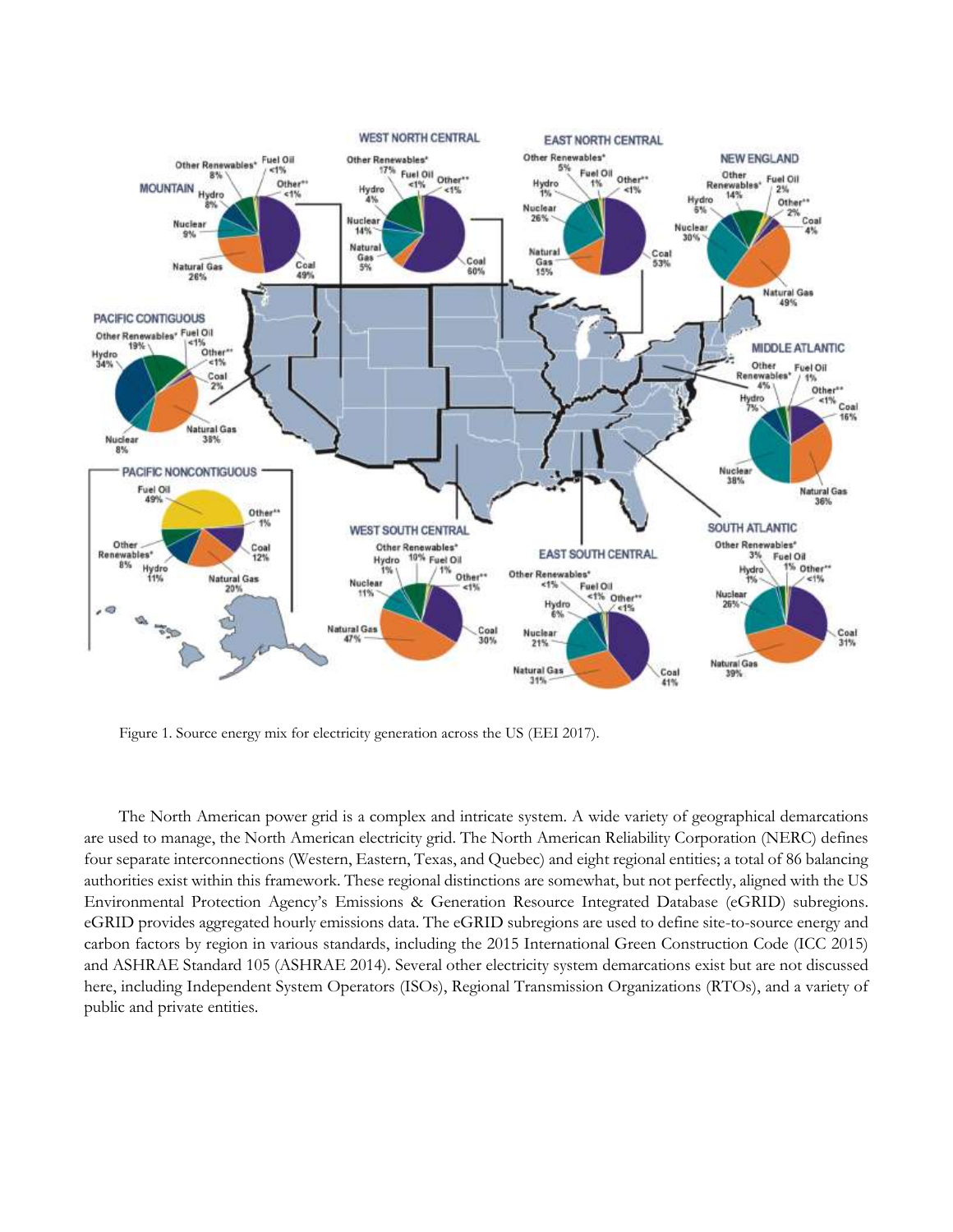Figure 1. Source energy mix for electricity generation across the US (EEI 2017).

The North American power grid is a complex and intricate system. A wide variety of geographical demarcations are used to manage, the North American electricity grid. The North American Reliability Corporation (NERC) defines four separate interconnections (Western, Eastern, Texas, and Quebec) and eight regional entities; a total of 86 balancing authorities exist within this framework. These regional distinctions are somewhat, but not perfectly, aligned with the US Environmental Protection Agency's Emissions & Generation Resource Integrated Database (eGRID) subregions. eGRID provides aggregated hourly emissions data. The eGRID subregions are used to define site-to-source energy and carbon factors by region in various standards, including the 2015 International Green Construction Code (ICC 2015) and ASHRAE Standard 105 (ASHRAE 2014). Several other electricity system demarcations exist but are not discussed here, including Independent System Operators (ISOs), Regional Transmission Organizations (RTOs), and a variety of public and private entities.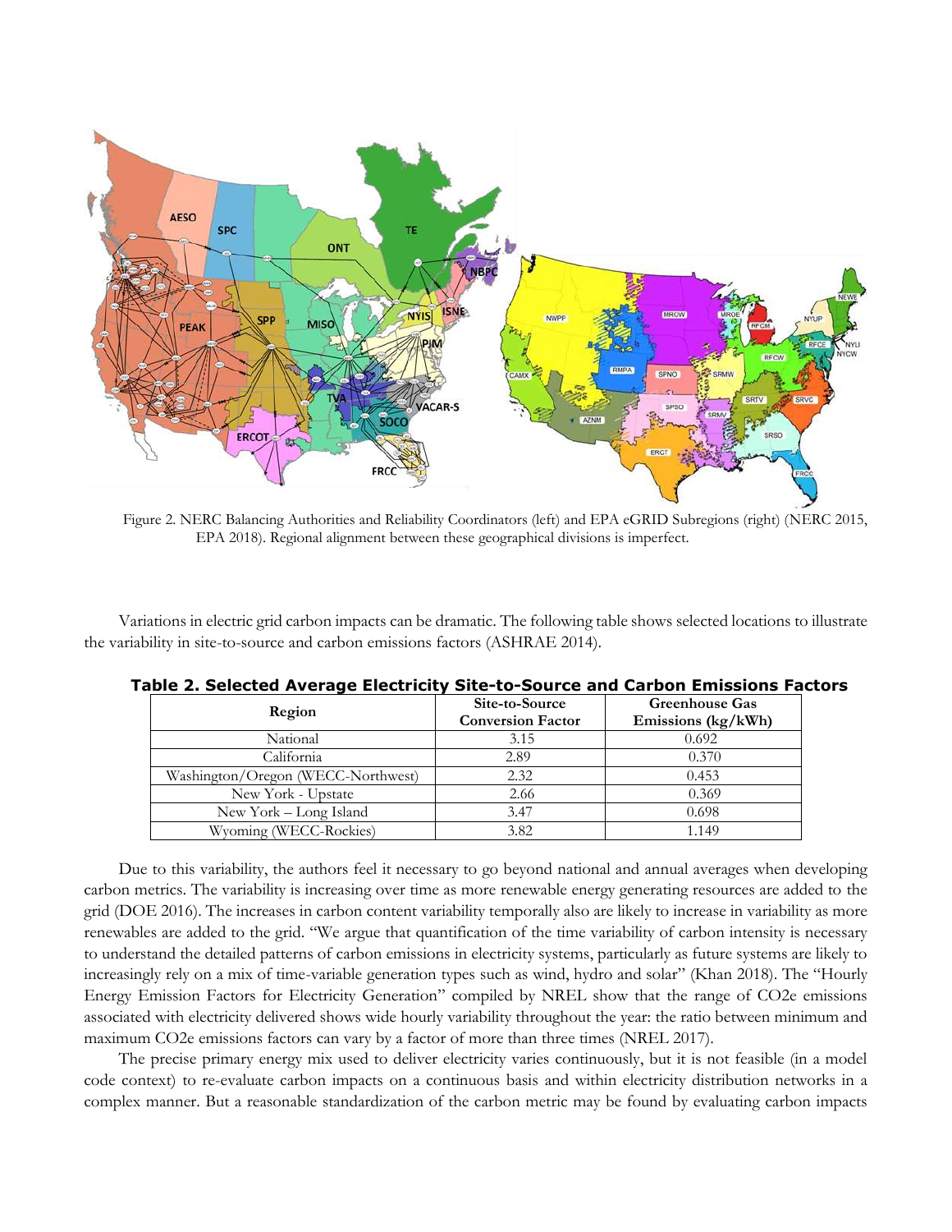Figure 2. NERC Balancing Authorities and Reliability Coordinators (left) and EPA eGRID Subregions (right) (NERC 2015, EPA 2018). Regional alignment between these geographical divisions is imperfect.

Variations in electric grid carbon impacts can be dramatic. The following table shows selected locations to illustrate the variability in site-to-source and carbon emissions factors (ASHRAE 2014).

**Table 2. Selected Average Electricity Site-to-Source and Carbon Emissions Factors**

| Region | Site-to-Source Conversion Factor | Greenhouse Gas Emissions (kg/kWh) |
|---|---|---|
| National | 3.15 | 0.692 |
| California | 2.89 | 0.370 |
| Washington/Oregon (WECC-Northwest) | 2.32 | 0.453 |
| New York - Upstate | 2.66 | 0.369 |
| New York – Long Island | 3.47 | 0.698 |
| Wyoming (WECC-Rockies) | 3.82 | 1.149 |

Due to this variability, the authors feel it necessary to go beyond national and annual averages when developing carbon metrics. The variability is increasing over time as more renewable energy generating resources are added to the grid (DOE 2016). The increases in carbon content variability temporally also are likely to increase in variability as more renewables are added to the grid. "We argue that quantification of the time variability of carbon intensity is necessary to understand the detailed patterns of carbon emissions in electricity systems, particularly as future systems are likely to increasingly rely on a mix of time-variable generation types such as wind, hydro and solar" (Khan 2018). The "Hourly Energy Emission Factors for Electricity Generation" compiled by NREL show that the range of CO2e emissions associated with electricity delivered shows wide hourly variability throughout the year: the ratio between minimum and maximum CO2e emissions factors can vary by a factor of more than three times (NREL 2017).

The precise primary energy mix used to deliver electricity varies continuously, but it is not feasible (in a model code context) to re-evaluate carbon impacts on a continuous basis and within electricity distribution networks in a complex manner. But a reasonable standardization of the carbon metric may be found by evaluating carbon impacts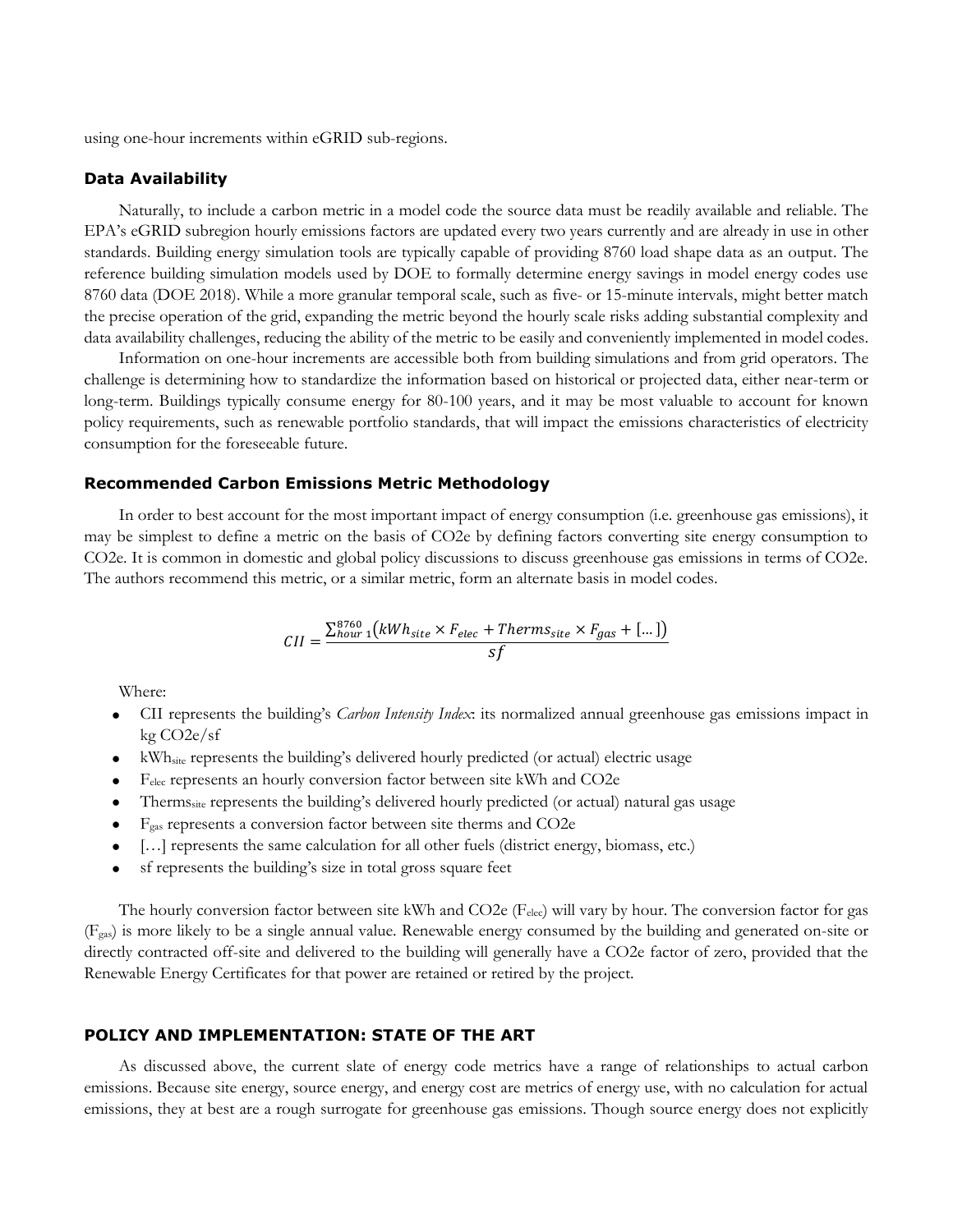using one-hour increments within eGRID sub-regions.

### Data Availability

Naturally, to include a carbon metric in a model code the source data must be readily available and reliable. The EPA's eGRID subregion hourly emissions factors are updated every two years currently and are already in use in other standards. Building energy simulation tools are typically capable of providing 8760 load shape data as an output. The reference building simulation models used by DOE to formally determine energy savings in model energy codes use 8760 data (DOE 2018). While a more granular temporal scale, such as five- or 15-minute intervals, might better match the precise operation of the grid, expanding the metric beyond the hourly scale risks adding substantial complexity and data availability challenges, reducing the ability of the metric to be easily and conveniently implemented in model codes.

Information on one-hour increments are accessible both from building simulations and from grid operators. The challenge is determining how to standardize the information based on historical or projected data, either near-term or long-term. Buildings typically consume energy for 80-100 years, and it may be most valuable to account for known policy requirements, such as renewable portfolio standards, that will impact the emissions characteristics of electricity consumption for the foreseeable future.

### Recommended Carbon Emissions Metric Methodology

In order to best account for the most important impact of energy consumption (i.e. greenhouse gas emissions), it may be simplest to define a metric on the basis of CO2e by defining factors converting site energy consumption to CO2e. It is common in domestic and global policy discussions to discuss greenhouse gas emissions in terms of CO2e. The authors recommend this metric, or a similar metric, form an alternate basis in model codes.

$$CII = \frac{\sum_{hour\ 1}^{8760}\left(kWh_{site} \times F_{elec} + Therms_{site} \times F_{gas} + [\ldots]\right)}{sf}$$

Where:

- CII represents the building's *Carbon Intensity Index*: its normalized annual greenhouse gas emissions impact in kg CO2e/sf
- $kWh_{site}$ represents the building's delivered hourly predicted (or actual) electric usage
- $F_{elec}$ represents an hourly conversion factor between site kWh and CO2e
- $Therms_{site}$ represents the building's delivered hourly predicted (or actual) natural gas usage
- $F_{gas}$ represents a conversion factor between site therms and CO2e
- […] represents the same calculation for all other fuels (district energy, biomass, etc.)
- sf represents the building's size in total gross square feet

The hourly conversion factor between site kWh and CO2e ($F_{elec}$) will vary by hour. The conversion factor for gas ($F_{gas}$) is more likely to be a single annual value. Renewable energy consumed by the building and generated on-site or directly contracted off-site and delivered to the building will generally have a CO2e factor of zero, provided that the Renewable Energy Certificates for that power are retained or retired by the project.

## POLICY AND IMPLEMENTATION: STATE OF THE ART

As discussed above, the current slate of energy code metrics have a range of relationships to actual carbon emissions. Because site energy, source energy, and energy cost are metrics of energy use, with no calculation for actual emissions, they at best are a rough surrogate for greenhouse gas emissions. Though source energy does not explicitly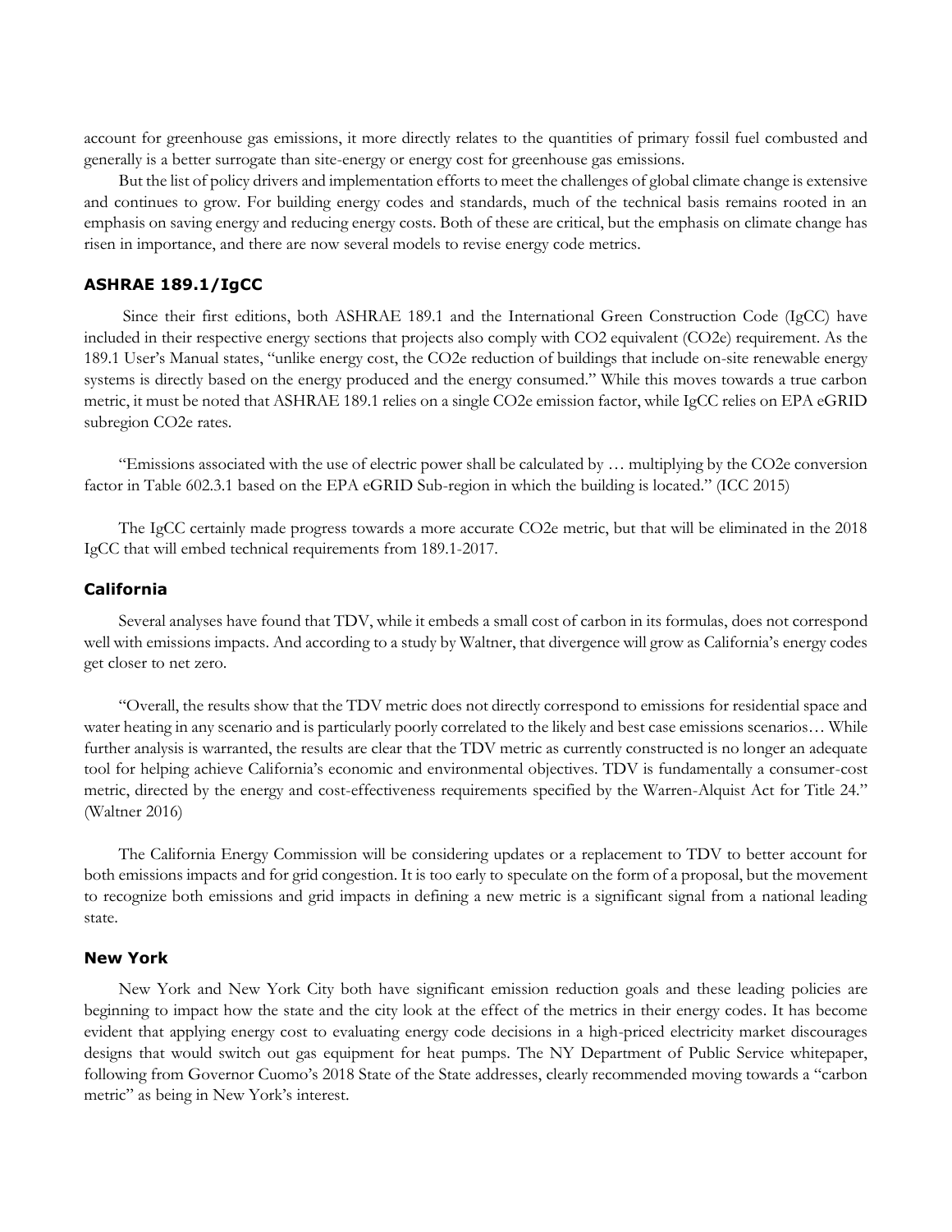account for greenhouse gas emissions, it more directly relates to the quantities of primary fossil fuel combusted and generally is a better surrogate than site-energy or energy cost for greenhouse gas emissions.

But the list of policy drivers and implementation efforts to meet the challenges of global climate change is extensive and continues to grow. For building energy codes and standards, much of the technical basis remains rooted in an emphasis on saving energy and reducing energy costs. Both of these are critical, but the emphasis on climate change has risen in importance, and there are now several models to revise energy code metrics.

### ASHRAE 189.1/IgCC

Since their first editions, both ASHRAE 189.1 and the International Green Construction Code (IgCC) have included in their respective energy sections that projects also comply with $CO_2$ equivalent ($CO_2e$) requirement. As the 189.1 User's Manual states, "unlike energy cost, the $CO_2e$ reduction of buildings that include on-site renewable energy systems is directly based on the energy produced and the energy consumed." While this moves towards a true carbon metric, it must be noted that ASHRAE 189.1 relies on a single $CO_2e$ emission factor, while IgCC relies on EPA eGRID subregion $CO_2e$ rates.

"Emissions associated with the use of electric power shall be calculated by … multiplying by the $CO_2e$ conversion factor in Table 602.3.1 based on the EPA eGRID Sub-region in which the building is located." (ICC 2015)

The IgCC certainly made progress towards a more accurate $CO_2e$ metric, but that will be eliminated in the 2018 IgCC that will embed technical requirements from 189.1-2017.

### California

Several analyses have found that TDV, while it embeds a small cost of carbon in its formulas, does not correspond well with emissions impacts. And according to a study by Waltner, that divergence will grow as California's energy codes get closer to net zero.

"Overall, the results show that the TDV metric does not directly correspond to emissions for residential space and water heating in any scenario and is particularly poorly correlated to the likely and best case emissions scenarios… While further analysis is warranted, the results are clear that the TDV metric as currently constructed is no longer an adequate tool for helping achieve California's economic and environmental objectives. TDV is fundamentally a consumer-cost metric, directed by the energy and cost-effectiveness requirements specified by the Warren-Alquist Act for Title 24." (Waltner 2016)

The California Energy Commission will be considering updates or a replacement to TDV to better account for both emissions impacts and for grid congestion. It is too early to speculate on the form of a proposal, but the movement to recognize both emissions and grid impacts in defining a new metric is a significant signal from a national leading state.

### New York

New York and New York City both have significant emission reduction goals and these leading policies are beginning to impact how the state and the city look at the effect of the metrics in their energy codes. It has become evident that applying energy cost to evaluating energy code decisions in a high-priced electricity market discourages designs that would switch out gas equipment for heat pumps. The NY Department of Public Service whitepaper, following from Governor Cuomo's 2018 State of the State addresses, clearly recommended moving towards a "carbon metric" as being in New York's interest.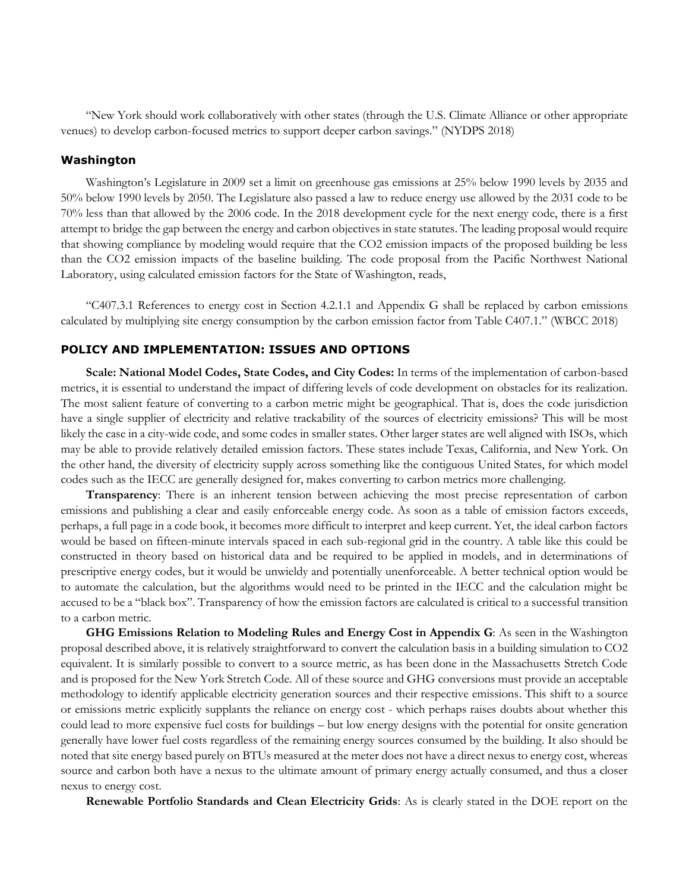"New York should work collaboratively with other states (through the U.S. Climate Alliance or other appropriate venues) to develop carbon-focused metrics to support deeper carbon savings." (NYDPS 2018)

### Washington

Washington's Legislature in 2009 set a limit on greenhouse gas emissions at 25% below 1990 levels by 2035 and 50% below 1990 levels by 2050. The Legislature also passed a law to reduce energy use allowed by the 2031 code to be 70% less than that allowed by the 2006 code. In the 2018 development cycle for the next energy code, there is a first attempt to bridge the gap between the energy and carbon objectives in state statutes. The leading proposal would require that showing compliance by modeling would require that the CO2 emission impacts of the proposed building be less than the CO2 emission impacts of the baseline building. The code proposal from the Pacific Northwest National Laboratory, using calculated emission factors for the State of Washington, reads,

"C407.3.1 References to energy cost in Section 4.2.1.1 and Appendix G shall be replaced by carbon emissions calculated by multiplying site energy consumption by the carbon emission factor from Table C407.1." (WBCC 2018)

## POLICY AND IMPLEMENTATION: ISSUES AND OPTIONS

**Scale: National Model Codes, State Codes, and City Codes:** In terms of the implementation of carbon-based metrics, it is essential to understand the impact of differing levels of code development on obstacles for its realization. The most salient feature of converting to a carbon metric might be geographical. That is, does the code jurisdiction have a single supplier of electricity and relative trackability of the sources of electricity emissions? This will be most likely the case in a city-wide code, and some codes in smaller states. Other larger states are well aligned with ISOs, which may be able to provide relatively detailed emission factors. These states include Texas, California, and New York. On the other hand, the diversity of electricity supply across something like the contiguous United States, for which model codes such as the IECC are generally designed for, makes converting to carbon metrics more challenging.

**Transparency**: There is an inherent tension between achieving the most precise representation of carbon emissions and publishing a clear and easily enforceable energy code. As soon as a table of emission factors exceeds, perhaps, a full page in a code book, it becomes more difficult to interpret and keep current. Yet, the ideal carbon factors would be based on fifteen-minute intervals spaced in each sub-regional grid in the country. A table like this could be constructed in theory based on historical data and be required to be applied in models, and in determinations of prescriptive energy codes, but it would be unwieldy and potentially unenforceable. A better technical option would be to automate the calculation, but the algorithms would need to be printed in the IECC and the calculation might be accused to be a "black box". Transparency of how the emission factors are calculated is critical to a successful transition to a carbon metric.

**GHG Emissions Relation to Modeling Rules and Energy Cost in Appendix G**: As seen in the Washington proposal described above, it is relatively straightforward to convert the calculation basis in a building simulation to CO2 equivalent. It is similarly possible to convert to a source metric, as has been done in the Massachusetts Stretch Code and is proposed for the New York Stretch Code. All of these source and GHG conversions must provide an acceptable methodology to identify applicable electricity generation sources and their respective emissions. This shift to a source or emissions metric explicitly supplants the reliance on energy cost - which perhaps raises doubts about whether this could lead to more expensive fuel costs for buildings – but low energy designs with the potential for onsite generation generally have lower fuel costs regardless of the remaining energy sources consumed by the building. It also should be noted that site energy based purely on BTUs measured at the meter does not have a direct nexus to energy cost, whereas source and carbon both have a nexus to the ultimate amount of primary energy actually consumed, and thus a closer nexus to energy cost.

**Renewable Portfolio Standards and Clean Electricity Grids**: As is clearly stated in the DOE report on the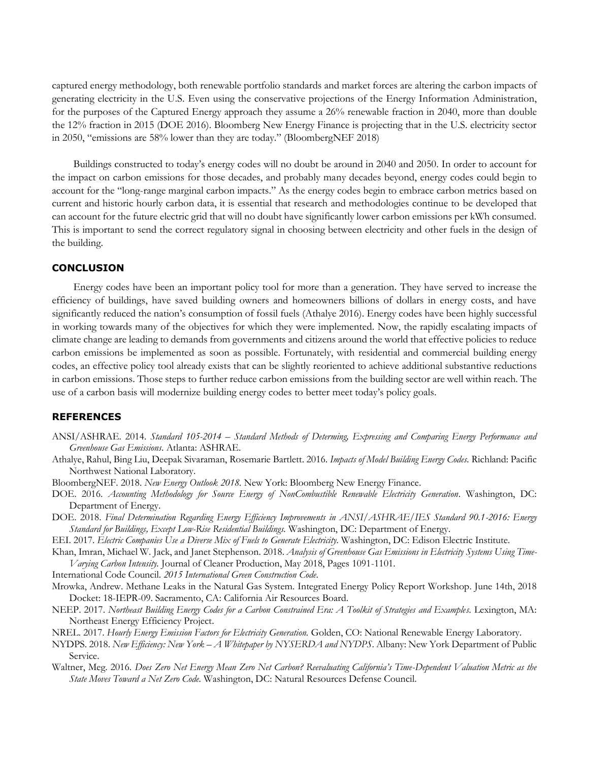captured energy methodology, both renewable portfolio standards and market forces are altering the carbon impacts of generating electricity in the U.S. Even using the conservative projections of the Energy Information Administration, for the purposes of the Captured Energy approach they assume a 26% renewable fraction in 2040, more than double the 12% fraction in 2015 (DOE 2016). Bloomberg New Energy Finance is projecting that in the U.S. electricity sector in 2050, "emissions are 58% lower than they are today." (BloombergNEF 2018)

Buildings constructed to today's energy codes will no doubt be around in 2040 and 2050. In order to account for the impact on carbon emissions for those decades, and probably many decades beyond, energy codes could begin to account for the "long-range marginal carbon impacts." As the energy codes begin to embrace carbon metrics based on current and historic hourly carbon data, it is essential that research and methodologies continue to be developed that can account for the future electric grid that will no doubt have significantly lower carbon emissions per kWh consumed. This is important to send the correct regulatory signal in choosing between electricity and other fuels in the design of the building.

## CONCLUSION

Energy codes have been an important policy tool for more than a generation. They have served to increase the efficiency of buildings, have saved building owners and homeowners billions of dollars in energy costs, and have significantly reduced the nation's consumption of fossil fuels (Athalye 2016). Energy codes have been highly successful in working towards many of the objectives for which they were implemented. Now, the rapidly escalating impacts of climate change are leading to demands from governments and citizens around the world that effective policies to reduce carbon emissions be implemented as soon as possible. Fortunately, with residential and commercial building energy codes, an effective policy tool already exists that can be slightly reoriented to achieve additional substantive reductions in carbon emissions. Those steps to further reduce carbon emissions from the building sector are well within reach. The use of a carbon basis will modernize building energy codes to better meet today's policy goals.

## REFERENCES

ANSI/ASHRAE. 2014. *Standard 105-2014 – Standard Methods of Determing, Expressing and Comparing Energy Performance and Greenhouse Gas Emissions*. Atlanta: ASHRAE.

Athalye, Rahul, Bing Liu, Deepak Sivaraman, Rosemarie Bartlett. 2016. *Impacts of Model Building Energy Codes.* Richland: Pacific Northwest National Laboratory.

BloombergNEF. 2018. *New Energy Outlook 2018.* New York: Bloomberg New Energy Finance.

DOE. 2016. *Accounting Methodology for Source Energy of NonCombustible Renewable Electricity Generation*. Washington, DC: Department of Energy.

DOE. 2018. *Final Determination Regarding Energy Efficiency Improvements in ANSI/ASHRAE/IES Standard 90.1-2016: Energy Standard for Buildings, Except Low-Rise Residential Buildings.* Washington, DC: Department of Energy.

EEI. 2017. *Electric Companies Use a Diverse Mix of Fuels to Generate Electricity.* Washington, DC: Edison Electric Institute.

Khan, Imran, Michael W. Jack, and Janet Stephenson. 2018. *Analysis of Greenhouse Gas Emissions in Electricity Systems Using Time-Varying Carbon Intensity.* Journal of Cleaner Production, May 2018, Pages 1091-1101.

International Code Council. *2015 International Green Construction Code*.

Mrowka, Andrew. Methane Leaks in the Natural Gas System. Integrated Energy Policy Report Workshop. June 14th, 2018 Docket: 18-IEPR-09. Sacramento, CA: California Air Resources Board.

NEEP. 2017. *Northeast Building Energy Codes for a Carbon Constrained Era: A Toolkit of Strategies and Examples.* Lexington, MA: Northeast Energy Efficiency Project.

NREL. 2017. *Hourly Energy Emission Factors for Electricity Generation.* Golden, CO: National Renewable Energy Laboratory.

NYDPS. 2018. *New Efficiency: New York – A Whitepaper by NYSERDA and NYDPS*. Albany: New York Department of Public Service.

Waltner, Meg. 2016. *Does Zero Net Energy Mean Zero Net Carbon? Reevaluating California's Time-Dependent Valuation Metric as the State Moves Toward a Net Zero Code.* Washington, DC: Natural Resources Defense Council.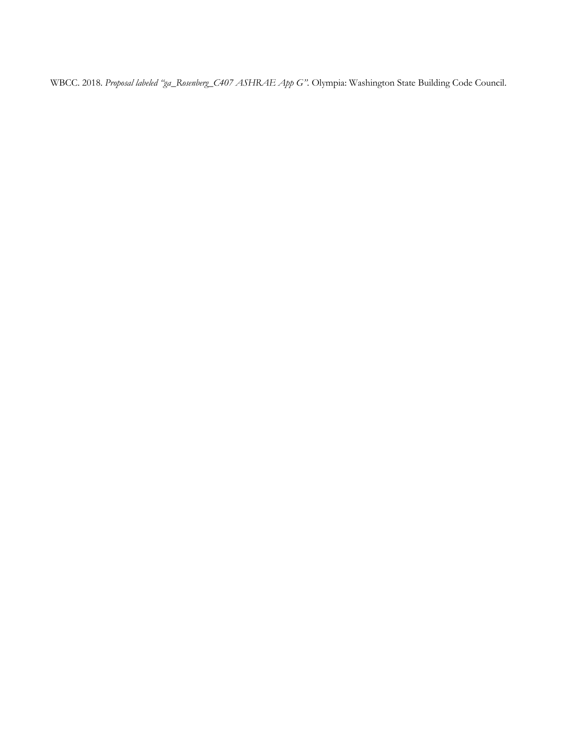WBCC. 2018. *Proposal labeled "ga_Rosenberg_C407 ASHRAE App G"*. Olympia: Washington State Building Code Council.